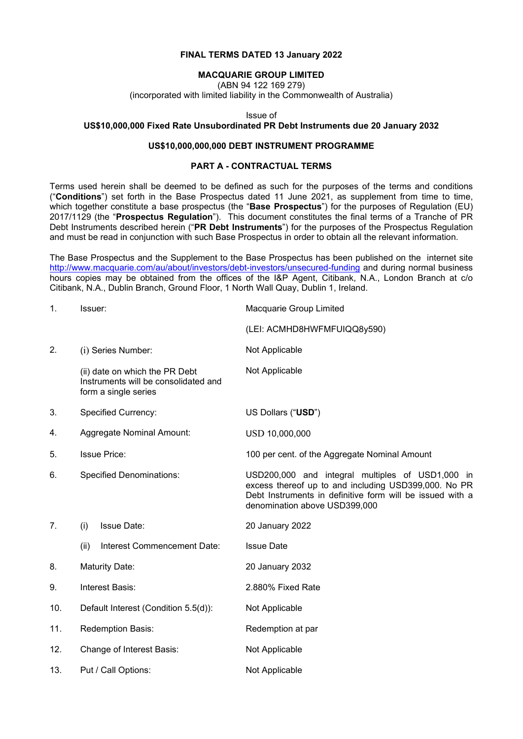**FINAL TERMS DATED 13 January 2022**

**MACQUARIE GROUP LIMITED**

(ABN 94 122 169 279)

(incorporated with limited liability in the Commonwealth of Australia)

Issue of

**US$10,000,000 Fixed Rate Unsubordinated PR Debt Instruments due 20 January 2032**

**US$10,000,000,000 DEBT INSTRUMENT PROGRAMME**

**PART A - CONTRACTUAL TERMS**

Terms used herein shall be deemed to be defined as such for the purposes of the terms and conditions ("**Conditions**") set forth in the Base Prospectus dated 11 June 2021, as supplement from time to time, which together constitute a base prospectus (the "**Base Prospectus**") for the purposes of Regulation (EU) 2017/1129 (the "**Prospectus Regulation**"). This document constitutes the final terms of a Tranche of PR Debt Instruments described herein ("**PR Debt Instruments**") for the purposes of the Prospectus Regulation and must be read in conjunction with such Base Prospectus in order to obtain all the relevant information.

The Base Prospectus and the Supplement to the Base Prospectus has been published on the internet site http://www.macquarie.com/au/about/investors/debt-investors/unsecured-funding and during normal business hours copies may be obtained from the offices of the I&P Agent, Citibank, N.A., London Branch at c/o Citibank, N.A., Dublin Branch, Ground Floor, 1 North Wall Quay, Dublin 1, Ireland.

| | | |
|---|---|---|
| 1. | Issuer: | Macquarie Group Limited |
| | | (LEI: ACMHD8HWFMFUIQQ8y590) |
| 2. | (i) Series Number: | Not Applicable |
| | (ii) date on which the PR Debt Instruments will be consolidated and form a single series | Not Applicable |
| 3. | Specified Currency: | US Dollars ("**USD**") |
| 4. | Aggregate Nominal Amount: | USD 10,000,000 |
| 5. | Issue Price: | 100 per cent. of the Aggregate Nominal Amount |
| 6. | Specified Denominations: | USD200,000 and integral multiples of USD1,000 in excess thereof up to and including USD399,000. No PR Debt Instruments in definitive form will be issued with a denomination above USD399,000 |
| 7. | (i) Issue Date: | 20 January 2022 |
| | (ii) Interest Commencement Date: | Issue Date |
| 8. | Maturity Date: | 20 January 2032 |
| 9. | Interest Basis: | 2.880% Fixed Rate |
| 10. | Default Interest (Condition 5.5(d)): | Not Applicable |
| 11. | Redemption Basis: | Redemption at par |
| 12. | Change of Interest Basis: | Not Applicable |
| 13. | Put / Call Options: | Not Applicable |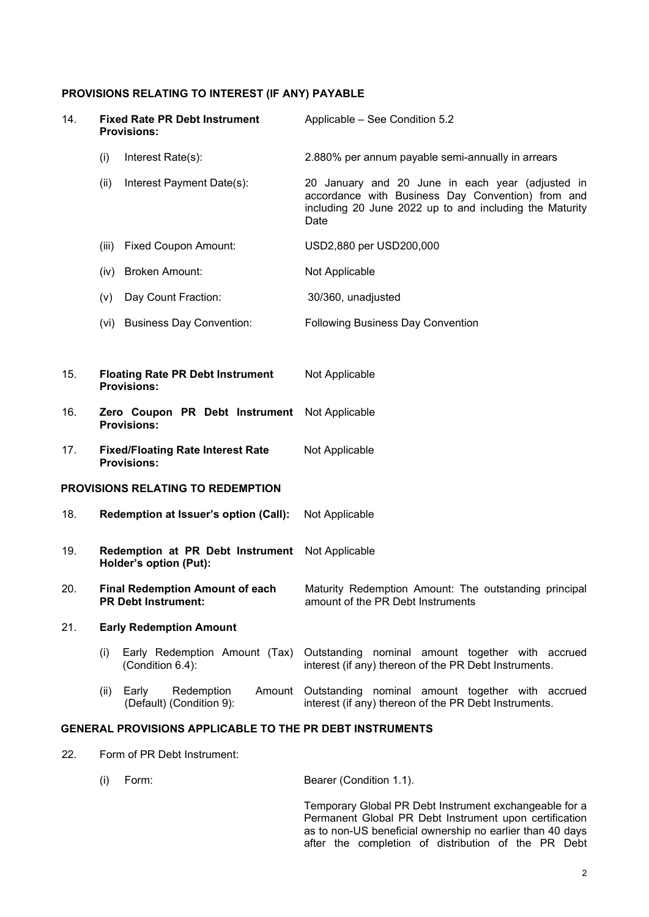## PROVISIONS RELATING TO INTEREST (IF ANY) PAYABLE

| | | |
|---|---|---|
| 14. | **Fixed Rate PR Debt Instrument Provisions:** | Applicable – See Condition 5.2 |
| | (i) Interest Rate(s): | 2.880% per annum payable semi-annually in arrears |
| | (ii) Interest Payment Date(s): | 20 January and 20 June in each year (adjusted in accordance with Business Day Convention) from and including 20 June 2022 up to and including the Maturity Date |
| | (iii) Fixed Coupon Amount: | USD2,880 per USD200,000 |
| | (iv) Broken Amount: | Not Applicable |
| | (v) Day Count Fraction: | 30/360, unadjusted |
| | (vi) Business Day Convention: | Following Business Day Convention |
| 15. | **Floating Rate PR Debt Instrument Provisions:** | Not Applicable |
| 16. | **Zero Coupon PR Debt Instrument Provisions:** | Not Applicable |
| 17. | **Fixed/Floating Rate Interest Rate Provisions:** | Not Applicable |

## PROVISIONS RELATING TO REDEMPTION

| | | |
|---|---|---|
| 18. | **Redemption at Issuer's option (Call):** | Not Applicable |
| 19. | **Redemption at PR Debt Instrument Holder's option (Put):** | Not Applicable |
| 20. | **Final Redemption Amount of each PR Debt Instrument:** | Maturity Redemption Amount: The outstanding principal amount of the PR Debt Instruments |
| 21. | **Early Redemption Amount** | |
| | (i) Early Redemption Amount (Tax) (Condition 6.4): | Outstanding nominal amount together with accrued interest (if any) thereon of the PR Debt Instruments. |
| | (ii) Early Redemption Amount (Default) (Condition 9): | Outstanding nominal amount together with accrued interest (if any) thereon of the PR Debt Instruments. |

## GENERAL PROVISIONS APPLICABLE TO THE PR DEBT INSTRUMENTS

| | | |
|---|---|---|
| 22. | Form of PR Debt Instrument: | |
| | (i) Form: | Bearer (Condition 1.1).<br><br>Temporary Global PR Debt Instrument exchangeable for a Permanent Global PR Debt Instrument upon certification as to non-US beneficial ownership no earlier than 40 days after the completion of distribution of the PR Debt |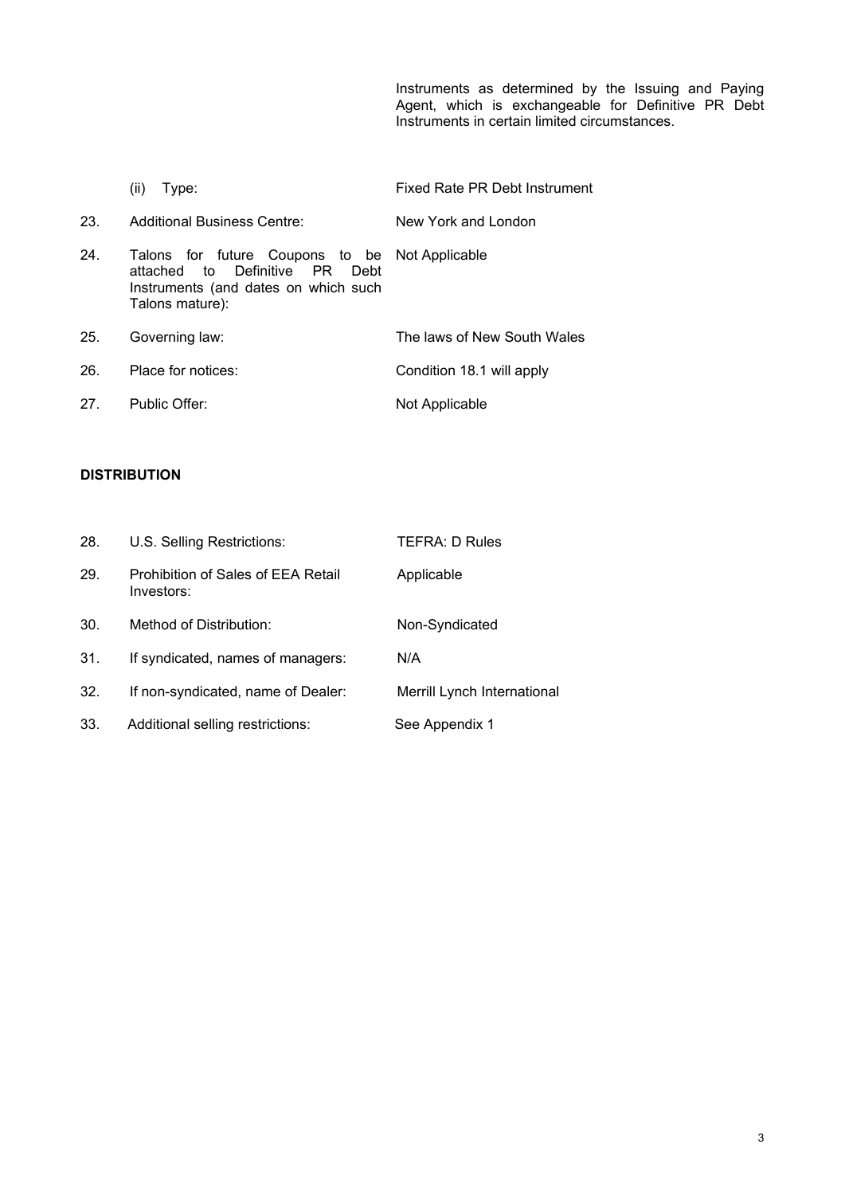|  |  | Instruments as determined by the Issuing and Paying Agent, which is exchangeable for Definitive PR Debt Instruments in certain limited circumstances. |
|---|---|---|
|  | (ii) Type: | Fixed Rate PR Debt Instrument |
| 23. | Additional Business Centre: | New York and London |
| 24. | Talons for future Coupons to be attached to Definitive PR Debt Instruments (and dates on which such Talons mature): | Not Applicable |
| 25. | Governing law: | The laws of New South Wales |
| 26. | Place for notices: | Condition 18.1 will apply |
| 27. | Public Offer: | Not Applicable |

**DISTRIBUTION**

| 28. | U.S. Selling Restrictions: | TEFRA: D Rules |
|---|---|---|
| 29. | Prohibition of Sales of EEA Retail Investors: | Applicable |
| 30. | Method of Distribution: | Non-Syndicated |
| 31. | If syndicated, names of managers: | N/A |
| 32. | If non-syndicated, name of Dealer: | Merrill Lynch International |
| 33. | Additional selling restrictions: | See Appendix 1 |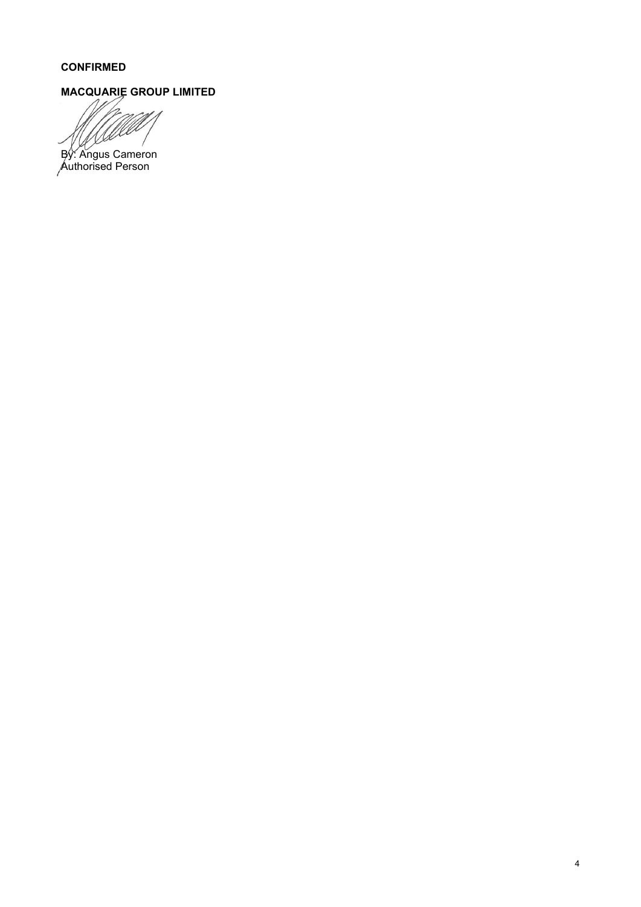**CONFIRMED**

**MACQUARIE GROUP LIMITED**

By: Angus Cameron
Authorised Person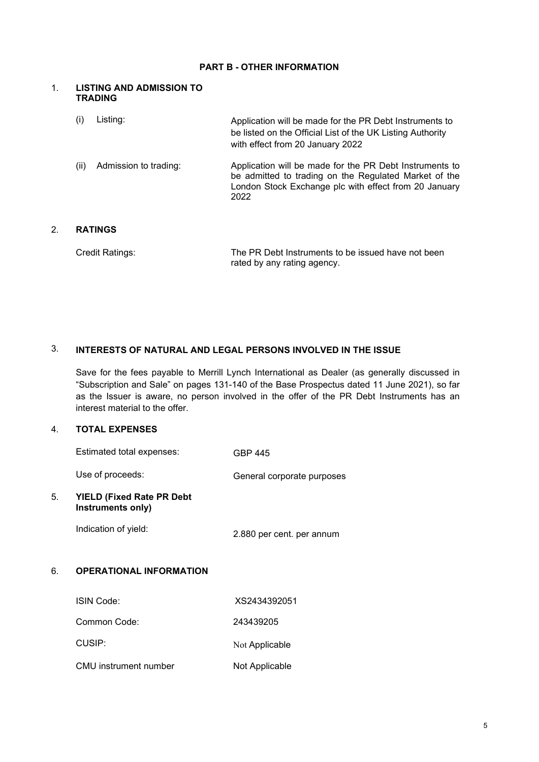## PART B - OTHER INFORMATION

### 1. LISTING AND ADMISSION TO TRADING

| | |
|---|---|
| (i) Listing: | Application will be made for the PR Debt Instruments to be listed on the Official List of the UK Listing Authority with effect from 20 January 2022 |
| (ii) Admission to trading: | Application will be made for the PR Debt Instruments to be admitted to trading on the Regulated Market of the London Stock Exchange plc with effect from 20 January 2022 |

### 2. RATINGS

| | |
|---|---|
| Credit Ratings: | The PR Debt Instruments to be issued have not been rated by any rating agency. |

### 3. INTERESTS OF NATURAL AND LEGAL PERSONS INVOLVED IN THE ISSUE

Save for the fees payable to Merrill Lynch International as Dealer (as generally discussed in "Subscription and Sale" on pages 131-140 of the Base Prospectus dated 11 June 2021), so far as the Issuer is aware, no person involved in the offer of the PR Debt Instruments has an interest material to the offer.

### 4. TOTAL EXPENSES

| | |
|---|---|
| Estimated total expenses: | GBP 445 |
| Use of proceeds: | General corporate purposes |

### 5. YIELD (Fixed Rate PR Debt Instruments only)

| | |
|---|---|
| Indication of yield: | 2.880 per cent. per annum |

### 6. OPERATIONAL INFORMATION

| | |
|---|---|
| ISIN Code: | XS2434392051 |
| Common Code: | 243439205 |
| CUSIP: | Not Applicable |
| CMU instrument number | Not Applicable |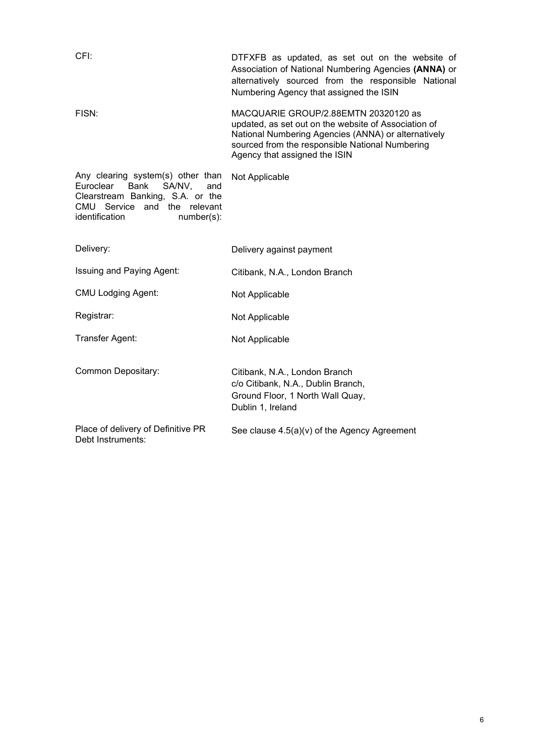| | |
|---|---|
| CFI: | DTFXFB as updated, as set out on the website of Association of National Numbering Agencies **(ANNA)** or alternatively sourced from the responsible National Numbering Agency that assigned the ISIN |
| FISN: | MACQUARIE GROUP/2.88EMTN 20320120 as updated, as set out on the website of Association of National Numbering Agencies (ANNA) or alternatively sourced from the responsible National Numbering Agency that assigned the ISIN |
| Any clearing system(s) other than Euroclear Bank SA/NV, and Clearstream Banking, S.A. or the CMU Service and the relevant identification number(s): | Not Applicable |
| Delivery: | Delivery against payment |
| Issuing and Paying Agent: | Citibank, N.A., London Branch |
| CMU Lodging Agent: | Not Applicable |
| Registrar: | Not Applicable |
| Transfer Agent: | Not Applicable |
| Common Depositary: | Citibank, N.A., London Branch<br>c/o Citibank, N.A., Dublin Branch,<br>Ground Floor, 1 North Wall Quay,<br>Dublin 1, Ireland |
| Place of delivery of Definitive PR Debt Instruments: | See clause 4.5(a)(v) of the Agency Agreement |